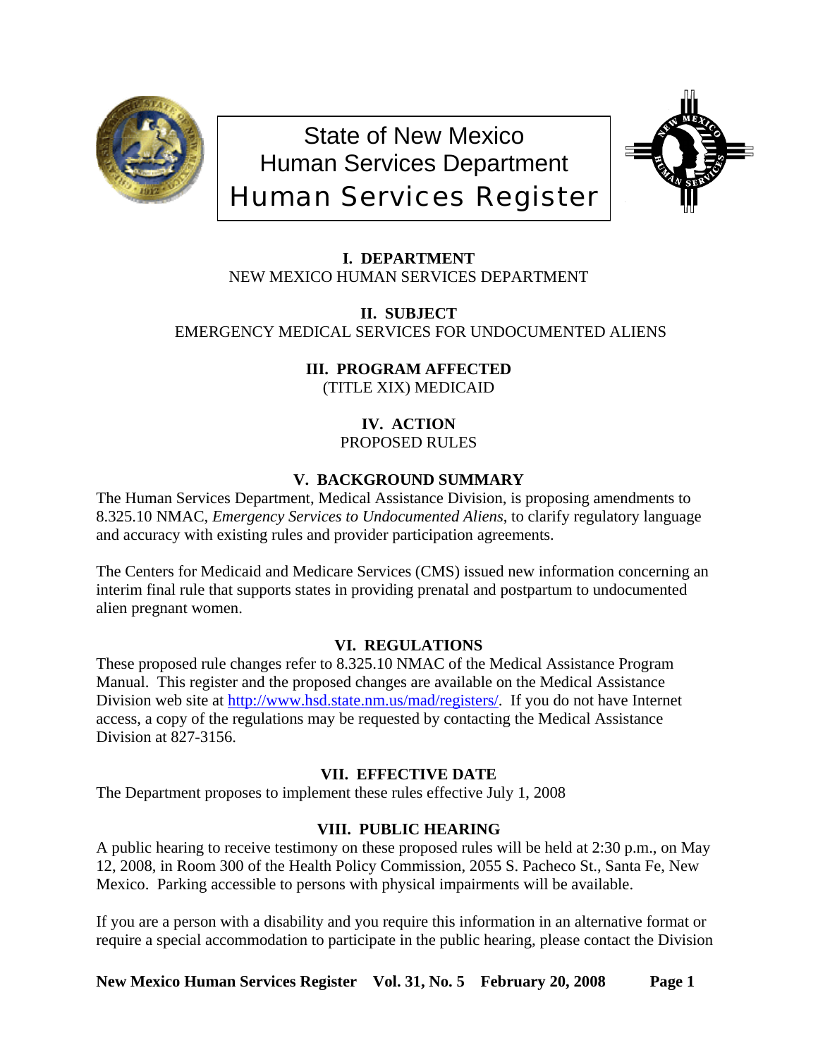# State of New Mexico
# Human Services Department
# Human Services Register

## I. DEPARTMENT

NEW MEXICO HUMAN SERVICES DEPARTMENT

## II. SUBJECT

EMERGENCY MEDICAL SERVICES FOR UNDOCUMENTED ALIENS

## III. PROGRAM AFFECTED

(TITLE XIX) MEDICAID

## IV. ACTION

PROPOSED RULES

## V. BACKGROUND SUMMARY

The Human Services Department, Medical Assistance Division, is proposing amendments to 8.325.10 NMAC, *Emergency Services to Undocumented Aliens*, to clarify regulatory language and accuracy with existing rules and provider participation agreements.

The Centers for Medicaid and Medicare Services (CMS) issued new information concerning an interim final rule that supports states in providing prenatal and postpartum to undocumented alien pregnant women.

## VI. REGULATIONS

These proposed rule changes refer to 8.325.10 NMAC of the Medical Assistance Program Manual. This register and the proposed changes are available on the Medical Assistance Division web site at [http://www.hsd.state.nm.us/mad/registers/](http://www.hsd.state.nm.us/mad/registers/). If you do not have Internet access, a copy of the regulations may be requested by contacting the Medical Assistance Division at 827-3156.

## VII. EFFECTIVE DATE

The Department proposes to implement these rules effective July 1, 2008

## VIII. PUBLIC HEARING

A public hearing to receive testimony on these proposed rules will be held at 2:30 p.m., on May 12, 2008, in Room 300 of the Health Policy Commission, 2055 S. Pacheco St., Santa Fe, New Mexico. Parking accessible to persons with physical impairments will be available.

If you are a person with a disability and you require this information in an alternative format or require a special accommodation to participate in the public hearing, please contact the Division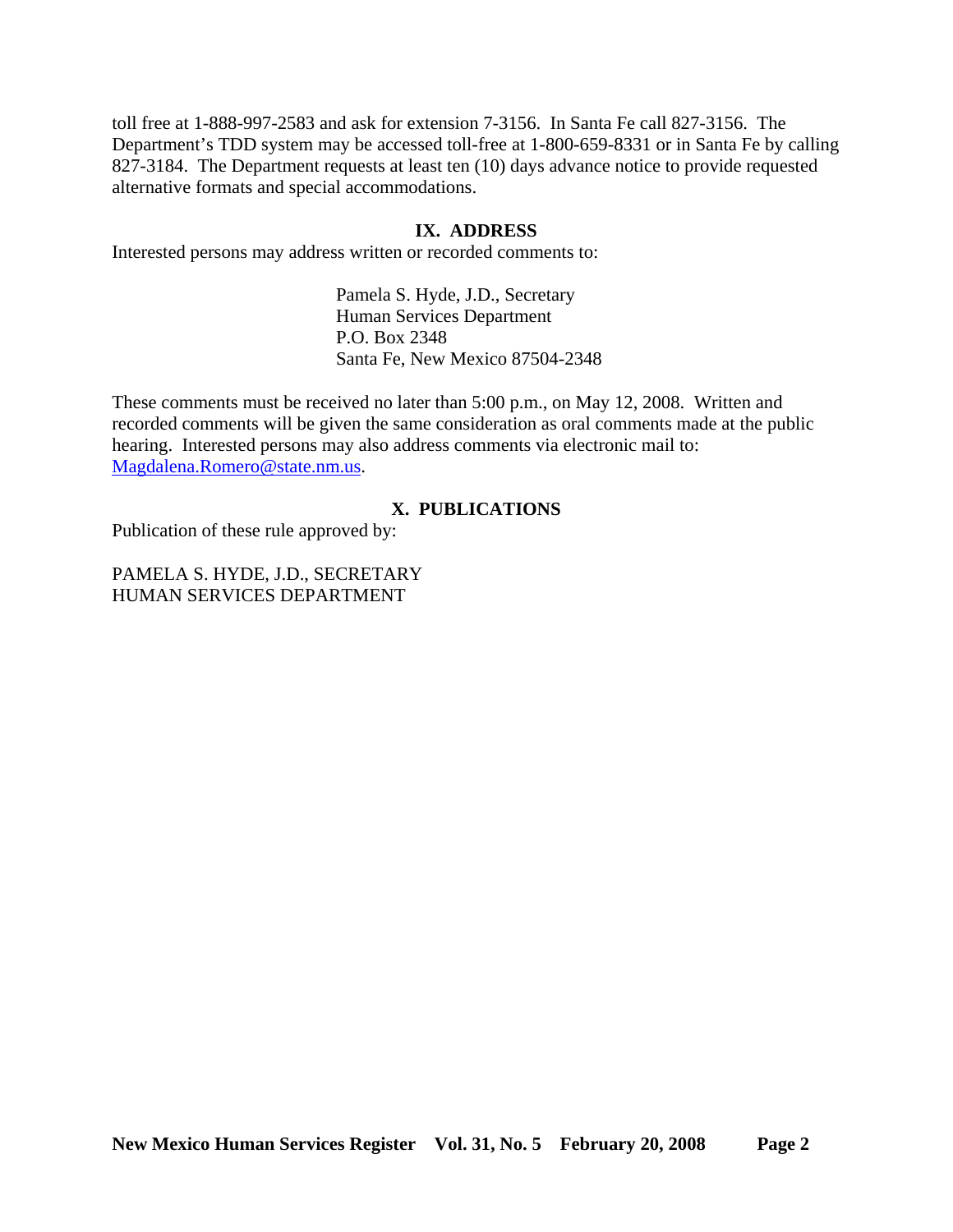toll free at 1-888-997-2583 and ask for extension 7-3156. In Santa Fe call 827-3156. The Department's TDD system may be accessed toll-free at 1-800-659-8331 or in Santa Fe by calling 827-3184. The Department requests at least ten (10) days advance notice to provide requested alternative formats and special accommodations.

## IX. ADDRESS

Interested persons may address written or recorded comments to:

Pamela S. Hyde, J.D., Secretary  
Human Services Department  
P.O. Box 2348  
Santa Fe, New Mexico 87504-2348

These comments must be received no later than 5:00 p.m., on May 12, 2008. Written and recorded comments will be given the same consideration as oral comments made at the public hearing. Interested persons may also address comments via electronic mail to: Magdalena.Romero@state.nm.us.

## X. PUBLICATIONS

Publication of these rule approved by:

PAMELA S. HYDE, J.D., SECRETARY  
HUMAN SERVICES DEPARTMENT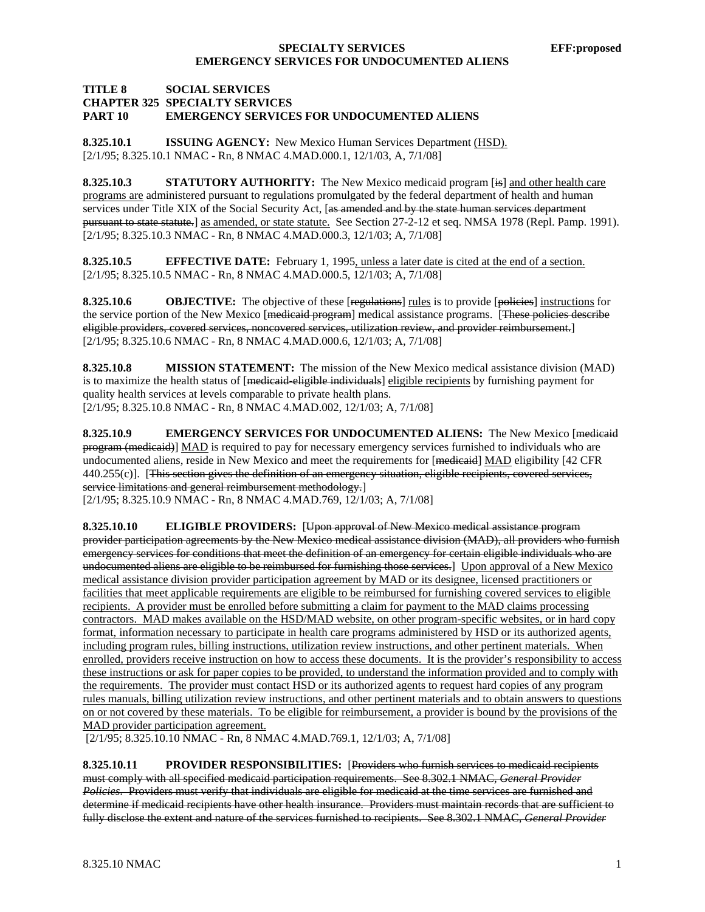**TITLE 8 SOCIAL SERVICES**
**CHAPTER 325 SPECIALTY SERVICES**
**PART 10 EMERGENCY SERVICES FOR UNDOCUMENTED ALIENS**

**8.325.10.1 ISSUING AGENCY:** New Mexico Human Services Department (HSD).
[2/1/95; 8.325.10.1 NMAC - Rn, 8 NMAC 4.MAD.000.1, 12/1/03, A, 7/1/08]

**8.325.10.3 STATUTORY AUTHORITY:** The New Mexico medicaid program [is] and other health care programs are administered pursuant to regulations promulgated by the federal department of health and human services under Title XIX of the Social Security Act, [as amended and by the state human services department pursuant to state statute.] as amended, or state statute. See Section 27-2-12 et seq. NMSA 1978 (Repl. Pamp. 1991).
[2/1/95; 8.325.10.3 NMAC - Rn, 8 NMAC 4.MAD.000.3, 12/1/03; A, 7/1/08]

**8.325.10.5 EFFECTIVE DATE:** February 1, 1995, unless a later date is cited at the end of a section.
[2/1/95; 8.325.10.5 NMAC - Rn, 8 NMAC 4.MAD.000.5, 12/1/03; A, 7/1/08]

**8.325.10.6 OBJECTIVE:** The objective of these [regulations] rules is to provide [policies] instructions for the service portion of the New Mexico [medicaid program] medical assistance programs. [These policies describe eligible providers, covered services, noncovered services, utilization review, and provider reimbursement.]
[2/1/95; 8.325.10.6 NMAC - Rn, 8 NMAC 4.MAD.000.6, 12/1/03; A, 7/1/08]

**8.325.10.8 MISSION STATEMENT:** The mission of the New Mexico medical assistance division (MAD) is to maximize the health status of [medicaid-eligible individuals] eligible recipients by furnishing payment for quality health services at levels comparable to private health plans.
[2/1/95; 8.325.10.8 NMAC - Rn, 8 NMAC 4.MAD.002, 12/1/03; A, 7/1/08]

**8.325.10.9 EMERGENCY SERVICES FOR UNDOCUMENTED ALIENS:** The New Mexico [medicaid program (medicaid)] MAD is required to pay for necessary emergency services furnished to individuals who are undocumented aliens, reside in New Mexico and meet the requirements for [medicaid] MAD eligibility [42 CFR 440.255(c)]. [This section gives the definition of an emergency situation, eligible recipients, covered services, service limitations and general reimbursement methodology.]
[2/1/95; 8.325.10.9 NMAC - Rn, 8 NMAC 4.MAD.769, 12/1/03; A, 7/1/08]

**8.325.10.10 ELIGIBLE PROVIDERS:** [Upon approval of New Mexico medical assistance program provider participation agreements by the New Mexico medical assistance division (MAD), all providers who furnish emergency services for conditions that meet the definition of an emergency for certain eligible individuals who are undocumented aliens are eligible to be reimbursed for furnishing those services.] Upon approval of a New Mexico medical assistance division provider participation agreement by MAD or its designee, licensed practitioners or facilities that meet applicable requirements are eligible to be reimbursed for furnishing covered services to eligible recipients. A provider must be enrolled before submitting a claim for payment to the MAD claims processing contractors. MAD makes available on the HSD/MAD website, on other program-specific websites, or in hard copy format, information necessary to participate in health care programs administered by HSD or its authorized agents, including program rules, billing instructions, utilization review instructions, and other pertinent materials. When enrolled, providers receive instruction on how to access these documents. It is the provider's responsibility to access these instructions or ask for paper copies to be provided, to understand the information provided and to comply with the requirements. The provider must contact HSD or its authorized agents to request hard copies of any program rules manuals, billing utilization review instructions, and other pertinent materials and to obtain answers to questions on or not covered by these materials. To be eligible for reimbursement, a provider is bound by the provisions of the MAD provider participation agreement.
[2/1/95; 8.325.10.10 NMAC - Rn, 8 NMAC 4.MAD.769.1, 12/1/03; A, 7/1/08]

**8.325.10.11 PROVIDER RESPONSIBILITIES:** [Providers who furnish services to medicaid recipients must comply with all specified medicaid participation requirements. See 8.302.1 NMAC, *General Provider Policies*. Providers must verify that individuals are eligible for medicaid at the time services are furnished and determine if medicaid recipients have other health insurance. Providers must maintain records that are sufficient to fully disclose the extent and nature of the services furnished to recipients. See 8.302.1 NMAC, *General Provider*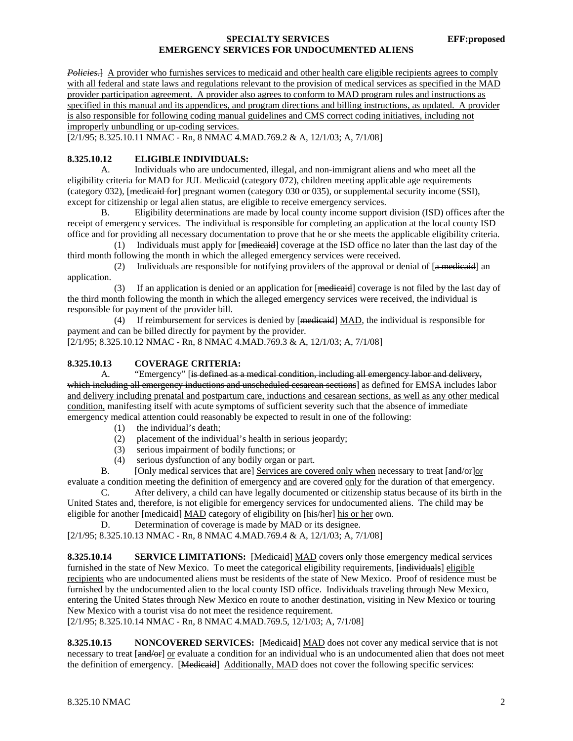*Policies.*] A provider who furnishes services to medicaid and other health care eligible recipients agrees to comply with all federal and state laws and regulations relevant to the provision of medical services as specified in the MAD provider participation agreement. A provider also agrees to conform to MAD program rules and instructions as specified in this manual and its appendices, and program directions and billing instructions, as updated. A provider is also responsible for following coding manual guidelines and CMS correct coding initiatives, including not improperly unbundling or up-coding services.
[2/1/95; 8.325.10.11 NMAC - Rn, 8 NMAC 4.MAD.769.2 & A, 12/1/03; A, 7/1/08]

**8.325.10.12 ELIGIBLE INDIVIDUALS:**

A. Individuals who are undocumented, illegal, and non-immigrant aliens and who meet all the eligibility criteria for MAD for JUL Medicaid (category 072), children meeting applicable age requirements (category 032), [~~medicaid for~~] pregnant women (category 030 or 035), or supplemental security income (SSI), except for citizenship or legal alien status, are eligible to receive emergency services.

B. Eligibility determinations are made by local county income support division (ISD) offices after the receipt of emergency services. The individual is responsible for completing an application at the local county ISD office and for providing all necessary documentation to prove that he or she meets the applicable eligibility criteria.

(1) Individuals must apply for [~~medicaid~~] coverage at the ISD office no later than the last day of the third month following the month in which the alleged emergency services were received.

(2) Individuals are responsible for notifying providers of the approval or denial of [~~a medicaid~~] an application.

(3) If an application is denied or an application for [~~medicaid~~] coverage is not filed by the last day of the third month following the month in which the alleged emergency services were received, the individual is responsible for payment of the provider bill.

(4) If reimbursement for services is denied by [~~medicaid~~] MAD, the individual is responsible for payment and can be billed directly for payment by the provider.
[2/1/95; 8.325.10.12 NMAC - Rn, 8 NMAC 4.MAD.769.3 & A, 12/1/03; A, 7/1/08]

**8.325.10.13 COVERAGE CRITERIA:**

A. "Emergency" [~~is defined as a medical condition, including all emergency labor and delivery, which including all emergency inductions and unscheduled cesarean sections~~] as defined for EMSA includes labor and delivery including prenatal and postpartum care, inductions and cesarean sections, as well as any other medical condition, manifesting itself with acute symptoms of sufficient severity such that the absence of immediate emergency medical attention could reasonably be expected to result in one of the following:

(1) the individual's death;
(2) placement of the individual's health in serious jeopardy;
(3) serious impairment of bodily functions; or
(4) serious dysfunction of any bodily organ or part.

B. [~~Only medical services that are~~] Services are covered only when necessary to treat [~~and/or~~]or evaluate a condition meeting the definition of emergency and are covered only for the duration of that emergency.

C. After delivery, a child can have legally documented or citizenship status because of its birth in the United States and, therefore, is not eligible for emergency services for undocumented aliens. The child may be eligible for another [~~medicaid~~] MAD category of eligibility on [~~his/her~~] his or her own.

D. Determination of coverage is made by MAD or its designee.
[2/1/95; 8.325.10.13 NMAC - Rn, 8 NMAC 4.MAD.769.4 & A, 12/1/03; A, 7/1/08]

**8.325.10.14 SERVICE LIMITATIONS:** [~~Medicaid~~] MAD covers only those emergency medical services furnished in the state of New Mexico. To meet the categorical eligibility requirements, [~~individuals~~] eligible recipients who are undocumented aliens must be residents of the state of New Mexico. Proof of residence must be furnished by the undocumented alien to the local county ISD office. Individuals traveling through New Mexico, entering the United States through New Mexico en route to another destination, visiting in New Mexico or touring New Mexico with a tourist visa do not meet the residence requirement.
[2/1/95; 8.325.10.14 NMAC - Rn, 8 NMAC 4.MAD.769.5, 12/1/03; A, 7/1/08]

**8.325.10.15 NONCOVERED SERVICES:** [~~Medicaid~~] MAD does not cover any medical service that is not necessary to treat [~~and/or~~] or evaluate a condition for an individual who is an undocumented alien that does not meet the definition of emergency. [~~Medicaid~~] Additionally, MAD does not cover the following specific services: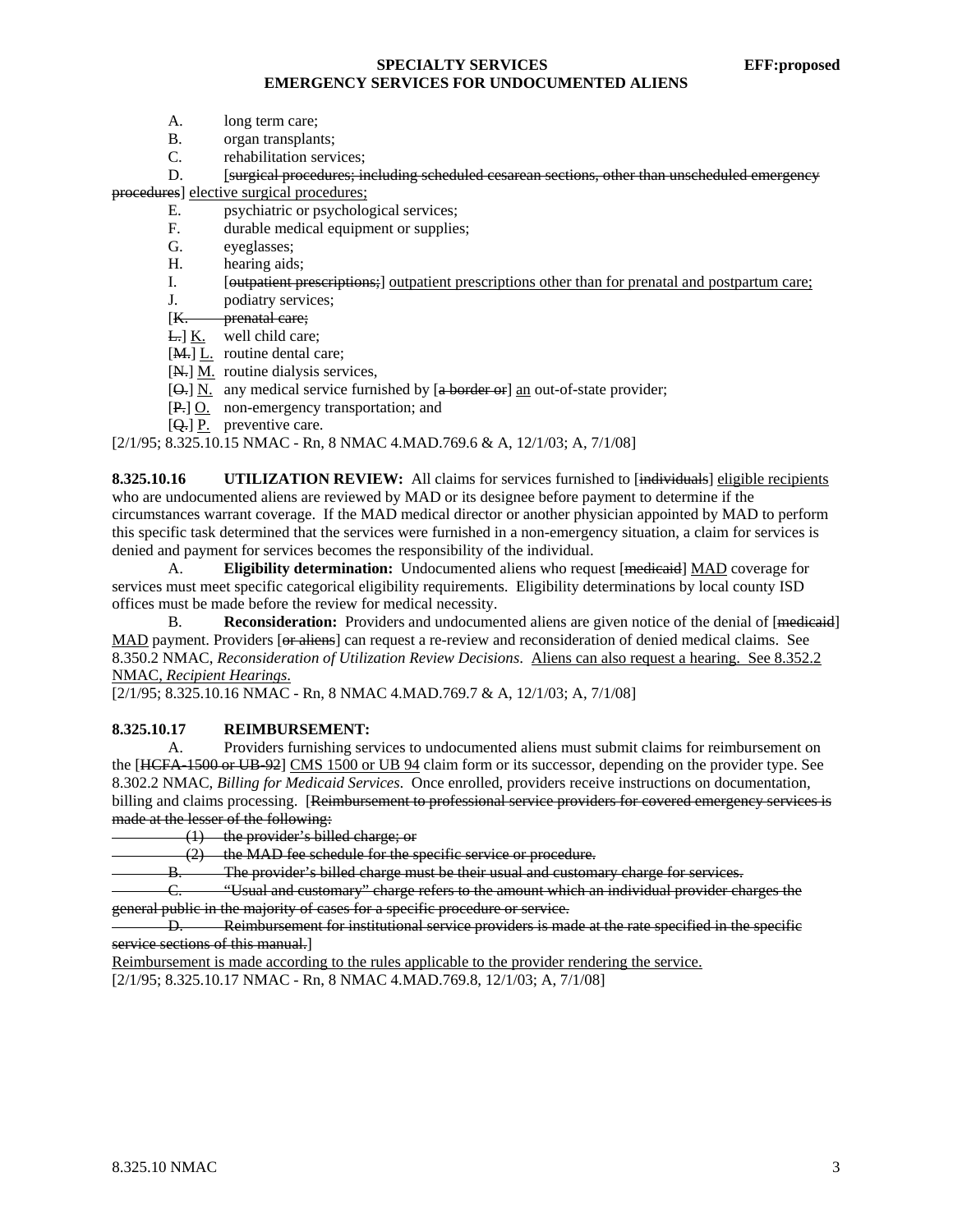A. long term care;

B. organ transplants;

C. rehabilitation services;

D. [~~surgical procedures; including scheduled cesarean sections, other than unscheduled emergency procedures~~] elective surgical procedures;

E. psychiatric or psychological services;

F. durable medical equipment or supplies;

G. eyeglasses;

H. hearing aids;

I. [~~outpatient prescriptions;~~] outpatient prescriptions other than for prenatal and postpartum care;

J. podiatry services;

[~~K. prenatal care;~~

~~L.~~] K. well child care;

[~~M.~~] L. routine dental care;

[~~N.~~] M. routine dialysis services,

[~~O.~~] N. any medical service furnished by [~~a border or~~] an out-of-state provider;

[~~P.~~] O. non-emergency transportation; and

[~~Q.~~] P. preventive care.

[2/1/95; 8.325.10.15 NMAC - Rn, 8 NMAC 4.MAD.769.6 & A, 12/1/03; A, 7/1/08]

**8.325.10.16 UTILIZATION REVIEW:** All claims for services furnished to [~~individuals~~] eligible recipients who are undocumented aliens are reviewed by MAD or its designee before payment to determine if the circumstances warrant coverage. If the MAD medical director or another physician appointed by MAD to perform this specific task determined that the services were furnished in a non-emergency situation, a claim for services is denied and payment for services becomes the responsibility of the individual.

A. **Eligibility determination:** Undocumented aliens who request [~~medicaid~~] MAD coverage for services must meet specific categorical eligibility requirements. Eligibility determinations by local county ISD offices must be made before the review for medical necessity.

B. **Reconsideration:** Providers and undocumented aliens are given notice of the denial of [~~medicaid~~] MAD payment. Providers [~~or aliens~~] can request a re-review and reconsideration of denied medical claims. See 8.350.2 NMAC, *Reconsideration of Utilization Review Decisions*. Aliens can also request a hearing. See 8.352.2 NMAC, *Recipient Hearings*.

[2/1/95; 8.325.10.16 NMAC - Rn, 8 NMAC 4.MAD.769.7 & A, 12/1/03; A, 7/1/08]

**8.325.10.17 REIMBURSEMENT:**

A. Providers furnishing services to undocumented aliens must submit claims for reimbursement on the [~~HCFA-1500 or UB-92~~] CMS 1500 or UB 94 claim form or its successor, depending on the provider type. See 8.302.2 NMAC, *Billing for Medicaid Services*. Once enrolled, providers receive instructions on documentation, billing and claims processing. [~~Reimbursement to professional service providers for covered emergency services is made at the lesser of the following:~~

~~(1) the provider's billed charge; or~~

~~(2) the MAD fee schedule for the specific service or procedure.~~

~~B. The provider's billed charge must be their usual and customary charge for services.~~

~~C. "Usual and customary" charge refers to the amount which an individual provider charges the general public in the majority of cases for a specific procedure or service.~~

~~D. Reimbursement for institutional service providers is made at the rate specified in the specific service sections of this manual.~~]

Reimbursement is made according to the rules applicable to the provider rendering the service.

[2/1/95; 8.325.10.17 NMAC - Rn, 8 NMAC 4.MAD.769.8, 12/1/03; A, 7/1/08]